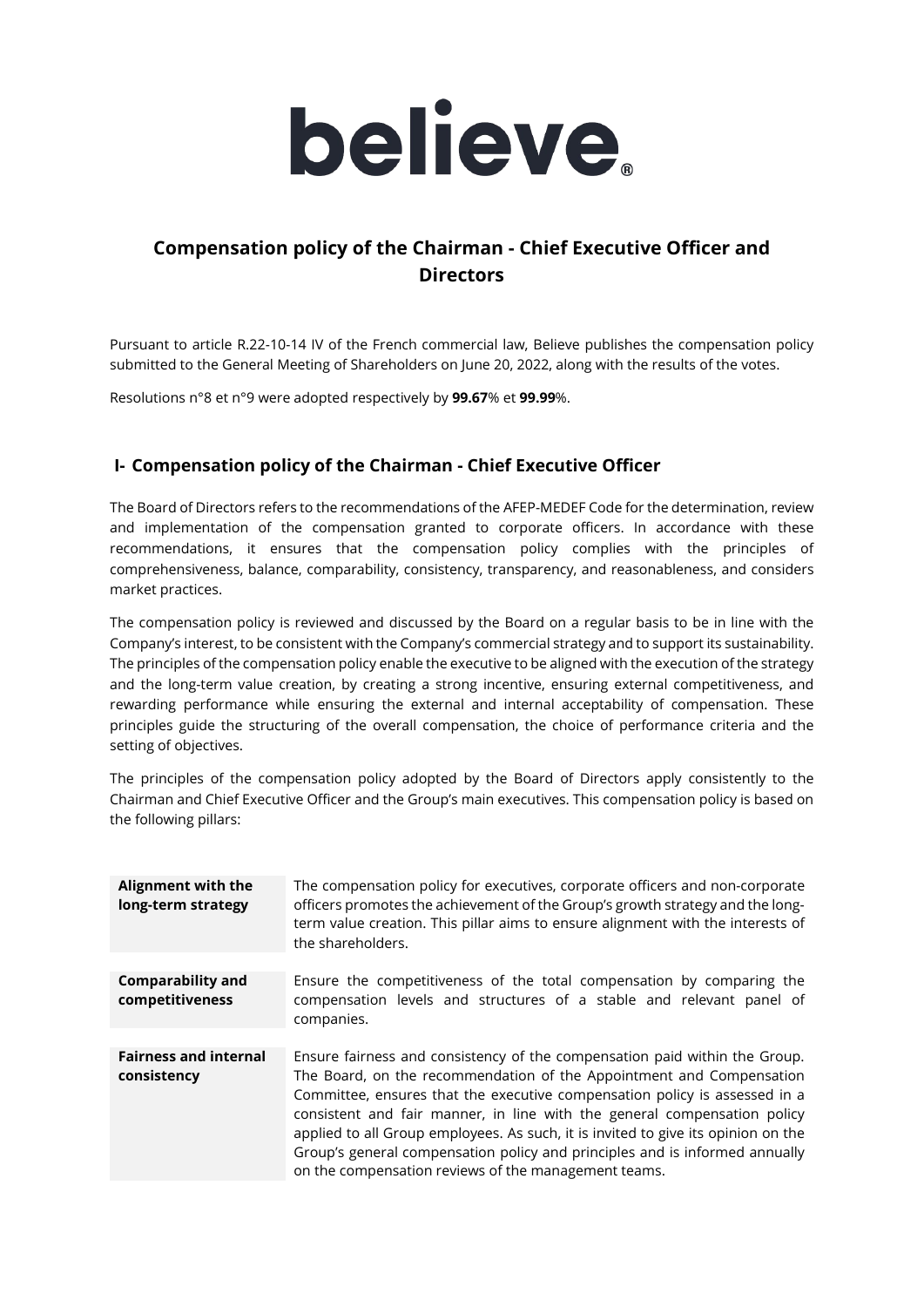believe®

# Compensation policy of the Chairman - Chief Executive Officer and Directors

Pursuant to article R.22-10-14 IV of the French commercial law, Believe publishes the compensation policy submitted to the General Meeting of Shareholders on June 20, 2022, along with the results of the votes.

Resolutions n°8 et n°9 were adopted respectively by **99.67**% et **99.99**%.

## I- Compensation policy of the Chairman - Chief Executive Officer

The Board of Directors refers to the recommendations of the AFEP-MEDEF Code for the determination, review and implementation of the compensation granted to corporate officers. In accordance with these recommendations, it ensures that the compensation policy complies with the principles of comprehensiveness, balance, comparability, consistency, transparency, and reasonableness, and considers market practices.

The compensation policy is reviewed and discussed by the Board on a regular basis to be in line with the Company's interest, to be consistent with the Company's commercial strategy and to support its sustainability. The principles of the compensation policy enable the executive to be aligned with the execution of the strategy and the long-term value creation, by creating a strong incentive, ensuring external competitiveness, and rewarding performance while ensuring the external and internal acceptability of compensation. These principles guide the structuring of the overall compensation, the choice of performance criteria and the setting of objectives.

The principles of the compensation policy adopted by the Board of Directors apply consistently to the Chairman and Chief Executive Officer and the Group's main executives. This compensation policy is based on the following pillars:

| | |
|---|---|
| **Alignment with the long-term strategy** | The compensation policy for executives, corporate officers and non-corporate officers promotes the achievement of the Group's growth strategy and the long-term value creation. This pillar aims to ensure alignment with the interests of the shareholders. |
| **Comparability and competitiveness** | Ensure the competitiveness of the total compensation by comparing the compensation levels and structures of a stable and relevant panel of companies. |
| **Fairness and internal consistency** | Ensure fairness and consistency of the compensation paid within the Group. The Board, on the recommendation of the Appointment and Compensation Committee, ensures that the executive compensation policy is assessed in a consistent and fair manner, in line with the general compensation policy applied to all Group employees. As such, it is invited to give its opinion on the Group's general compensation policy and principles and is informed annually on the compensation reviews of the management teams. |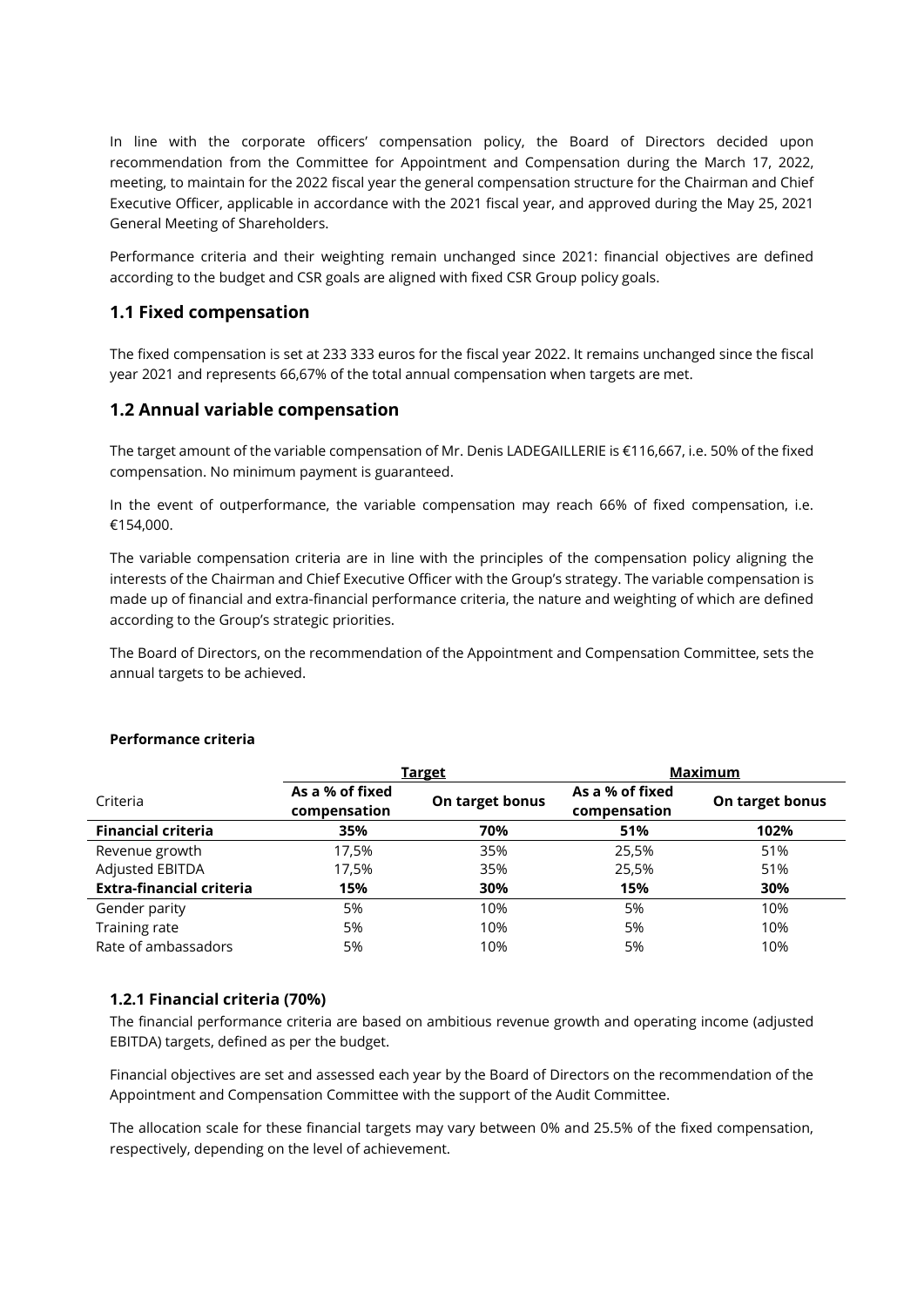In line with the corporate officers' compensation policy, the Board of Directors decided upon recommendation from the Committee for Appointment and Compensation during the March 17, 2022, meeting, to maintain for the 2022 fiscal year the general compensation structure for the Chairman and Chief Executive Officer, applicable in accordance with the 2021 fiscal year, and approved during the May 25, 2021 General Meeting of Shareholders.

Performance criteria and their weighting remain unchanged since 2021: financial objectives are defined according to the budget and CSR goals are aligned with fixed CSR Group policy goals.

## 1.1 Fixed compensation

The fixed compensation is set at 233 333 euros for the fiscal year 2022. It remains unchanged since the fiscal year 2021 and represents 66,67% of the total annual compensation when targets are met.

## 1.2 Annual variable compensation

The target amount of the variable compensation of Mr. Denis LADEGAILLERIE is €116,667, i.e. 50% of the fixed compensation. No minimum payment is guaranteed.

In the event of outperformance, the variable compensation may reach 66% of fixed compensation, i.e. €154,000.

The variable compensation criteria are in line with the principles of the compensation policy aligning the interests of the Chairman and Chief Executive Officer with the Group's strategy. The variable compensation is made up of financial and extra-financial performance criteria, the nature and weighting of which are defined according to the Group's strategic priorities.

The Board of Directors, on the recommendation of the Appointment and Compensation Committee, sets the annual targets to be achieved.

**Performance criteria**

| Criteria | Target | | Maximum | |
|---|---|---|---|---|
| | As a % of fixed compensation | On target bonus | As a % of fixed compensation | On target bonus |
| **Financial criteria** | **35%** | **70%** | **51%** | **102%** |
| Revenue growth | 17,5% | 35% | 25,5% | 51% |
| Adjusted EBITDA | 17,5% | 35% | 25,5% | 51% |
| **Extra-financial criteria** | **15%** | **30%** | **15%** | **30%** |
| Gender parity | 5% | 10% | 5% | 10% |
| Training rate | 5% | 10% | 5% | 10% |
| Rate of ambassadors | 5% | 10% | 5% | 10% |

### 1.2.1 Financial criteria (70%)

The financial performance criteria are based on ambitious revenue growth and operating income (adjusted EBITDA) targets, defined as per the budget.

Financial objectives are set and assessed each year by the Board of Directors on the recommendation of the Appointment and Compensation Committee with the support of the Audit Committee.

The allocation scale for these financial targets may vary between 0% and 25.5% of the fixed compensation, respectively, depending on the level of achievement.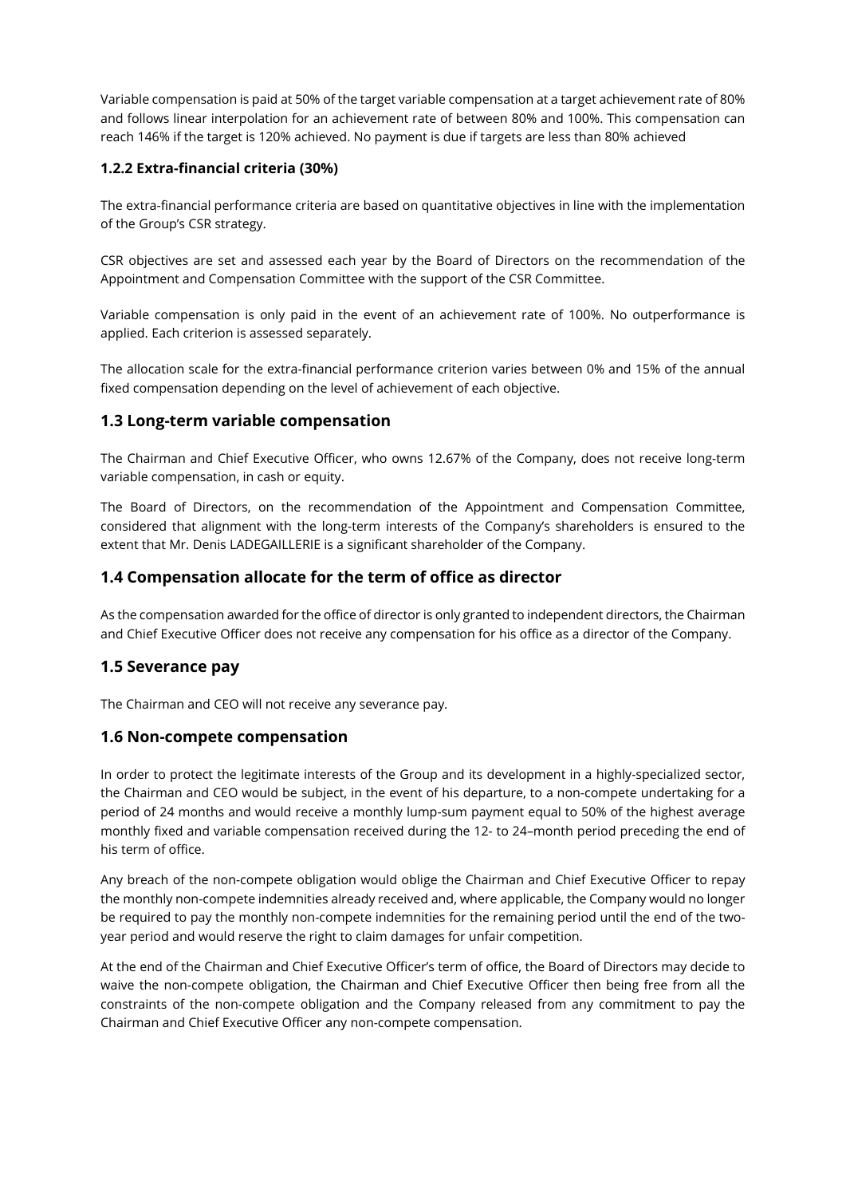Variable compensation is paid at 50% of the target variable compensation at a target achievement rate of 80% and follows linear interpolation for an achievement rate of between 80% and 100%. This compensation can reach 146% if the target is 120% achieved. No payment is due if targets are less than 80% achieved

#### 1.2.2 Extra-financial criteria (30%)

The extra-financial performance criteria are based on quantitative objectives in line with the implementation of the Group's CSR strategy.

CSR objectives are set and assessed each year by the Board of Directors on the recommendation of the Appointment and Compensation Committee with the support of the CSR Committee.

Variable compensation is only paid in the event of an achievement rate of 100%. No outperformance is applied. Each criterion is assessed separately.

The allocation scale for the extra-financial performance criterion varies between 0% and 15% of the annual fixed compensation depending on the level of achievement of each objective.

### 1.3 Long-term variable compensation

The Chairman and Chief Executive Officer, who owns 12.67% of the Company, does not receive long-term variable compensation, in cash or equity.

The Board of Directors, on the recommendation of the Appointment and Compensation Committee, considered that alignment with the long-term interests of the Company's shareholders is ensured to the extent that Mr. Denis LADEGAILLERIE is a significant shareholder of the Company.

### 1.4 Compensation allocate for the term of office as director

As the compensation awarded for the office of director is only granted to independent directors, the Chairman and Chief Executive Officer does not receive any compensation for his office as a director of the Company.

### 1.5 Severance pay

The Chairman and CEO will not receive any severance pay.

### 1.6 Non-compete compensation

In order to protect the legitimate interests of the Group and its development in a highly-specialized sector, the Chairman and CEO would be subject, in the event of his departure, to a non-compete undertaking for a period of 24 months and would receive a monthly lump-sum payment equal to 50% of the highest average monthly fixed and variable compensation received during the 12- to 24–month period preceding the end of his term of office.

Any breach of the non-compete obligation would oblige the Chairman and Chief Executive Officer to repay the monthly non-compete indemnities already received and, where applicable, the Company would no longer be required to pay the monthly non-compete indemnities for the remaining period until the end of the two-year period and would reserve the right to claim damages for unfair competition.

At the end of the Chairman and Chief Executive Officer's term of office, the Board of Directors may decide to waive the non-compete obligation, the Chairman and Chief Executive Officer then being free from all the constraints of the non-compete obligation and the Company released from any commitment to pay the Chairman and Chief Executive Officer any non-compete compensation.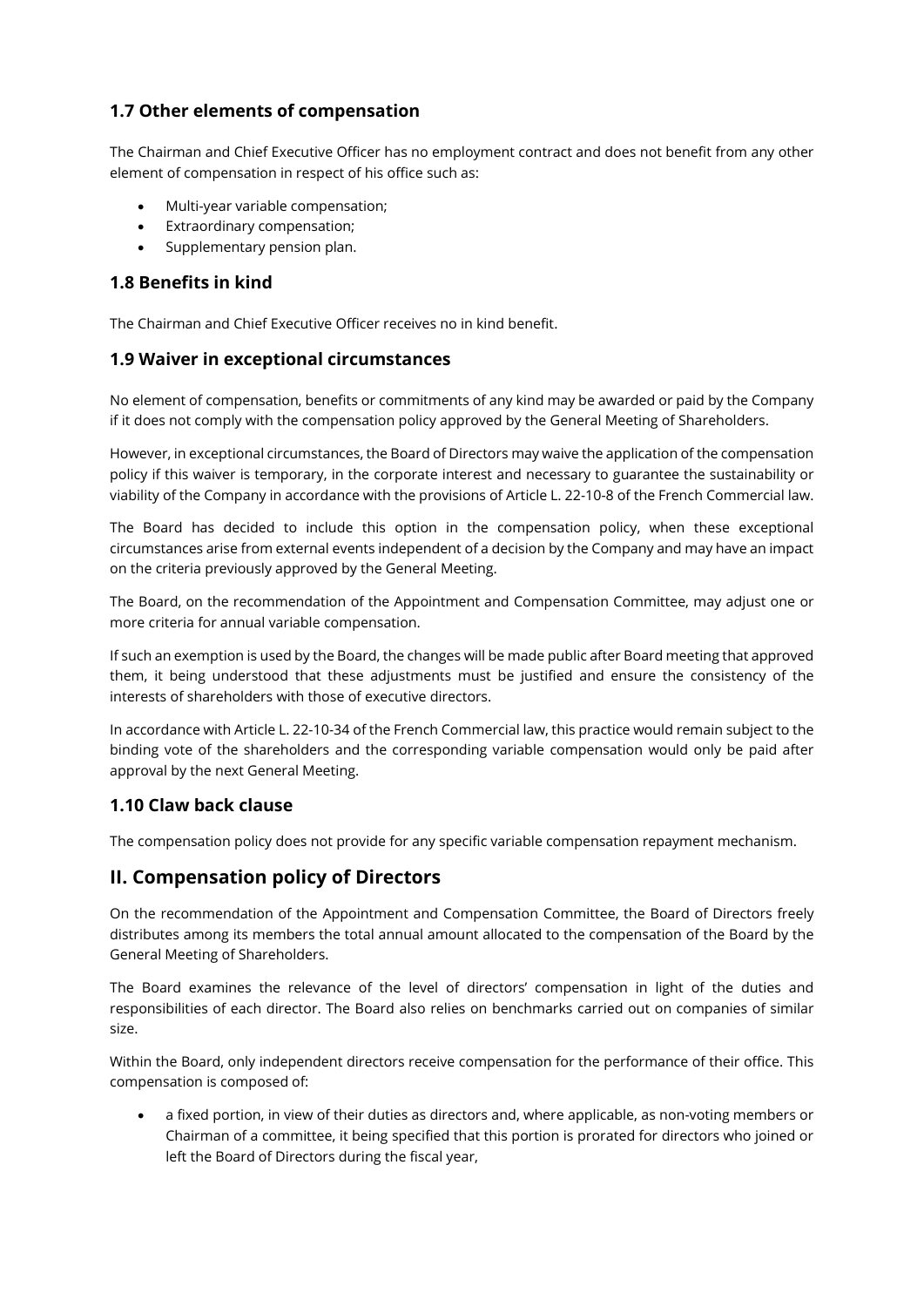### 1.7 Other elements of compensation

The Chairman and Chief Executive Officer has no employment contract and does not benefit from any other element of compensation in respect of his office such as:

- Multi-year variable compensation;
- Extraordinary compensation;
- Supplementary pension plan.

### 1.8 Benefits in kind

The Chairman and Chief Executive Officer receives no in kind benefit.

### 1.9 Waiver in exceptional circumstances

No element of compensation, benefits or commitments of any kind may be awarded or paid by the Company if it does not comply with the compensation policy approved by the General Meeting of Shareholders.

However, in exceptional circumstances, the Board of Directors may waive the application of the compensation policy if this waiver is temporary, in the corporate interest and necessary to guarantee the sustainability or viability of the Company in accordance with the provisions of Article L. 22-10-8 of the French Commercial law.

The Board has decided to include this option in the compensation policy, when these exceptional circumstances arise from external events independent of a decision by the Company and may have an impact on the criteria previously approved by the General Meeting.

The Board, on the recommendation of the Appointment and Compensation Committee, may adjust one or more criteria for annual variable compensation.

If such an exemption is used by the Board, the changes will be made public after Board meeting that approved them, it being understood that these adjustments must be justified and ensure the consistency of the interests of shareholders with those of executive directors.

In accordance with Article L. 22-10-34 of the French Commercial law, this practice would remain subject to the binding vote of the shareholders and the corresponding variable compensation would only be paid after approval by the next General Meeting.

### 1.10 Claw back clause

The compensation policy does not provide for any specific variable compensation repayment mechanism.

## II. Compensation policy of Directors

On the recommendation of the Appointment and Compensation Committee, the Board of Directors freely distributes among its members the total annual amount allocated to the compensation of the Board by the General Meeting of Shareholders.

The Board examines the relevance of the level of directors' compensation in light of the duties and responsibilities of each director. The Board also relies on benchmarks carried out on companies of similar size.

Within the Board, only independent directors receive compensation for the performance of their office. This compensation is composed of:

- a fixed portion, in view of their duties as directors and, where applicable, as non-voting members or Chairman of a committee, it being specified that this portion is prorated for directors who joined or left the Board of Directors during the fiscal year,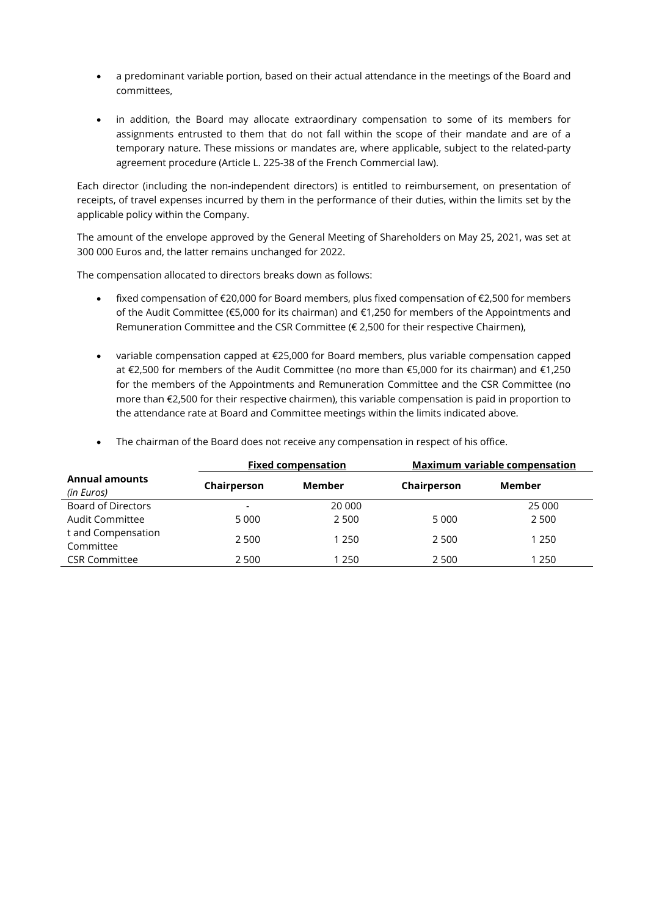- a predominant variable portion, based on their actual attendance in the meetings of the Board and committees,
- in addition, the Board may allocate extraordinary compensation to some of its members for assignments entrusted to them that do not fall within the scope of their mandate and are of a temporary nature. These missions or mandates are, where applicable, subject to the related-party agreement procedure (Article L. 225-38 of the French Commercial law).

Each director (including the non-independent directors) is entitled to reimbursement, on presentation of receipts, of travel expenses incurred by them in the performance of their duties, within the limits set by the applicable policy within the Company.

The amount of the envelope approved by the General Meeting of Shareholders on May 25, 2021, was set at 300 000 Euros and, the latter remains unchanged for 2022.

The compensation allocated to directors breaks down as follows:

- fixed compensation of €20,000 for Board members, plus fixed compensation of €2,500 for members of the Audit Committee (€5,000 for its chairman) and €1,250 for members of the Appointments and Remuneration Committee and the CSR Committee (€ 2,500 for their respective Chairmen),
- variable compensation capped at €25,000 for Board members, plus variable compensation capped at €2,500 for members of the Audit Committee (no more than €5,000 for its chairman) and €1,250 for the members of the Appointments and Remuneration Committee and the CSR Committee (no more than €2,500 for their respective chairmen), this variable compensation is paid in proportion to the attendance rate at Board and Committee meetings within the limits indicated above.
- The chairman of the Board does not receive any compensation in respect of his office.

| | Fixed compensation | | Maximum variable compensation | |
|---|---|---|---|---|
| **Annual amounts** *(in Euros)* | **Chairperson** | **Member** | **Chairperson** | **Member** |
| Board of Directors | - | 20 000 | | 25 000 |
| Audit Committee | 5 000 | 2 500 | 5 000 | 2 500 |
| t and Compensation Committee | 2 500 | 1 250 | 2 500 | 1 250 |
| CSR Committee | 2 500 | 1 250 | 2 500 | 1 250 |